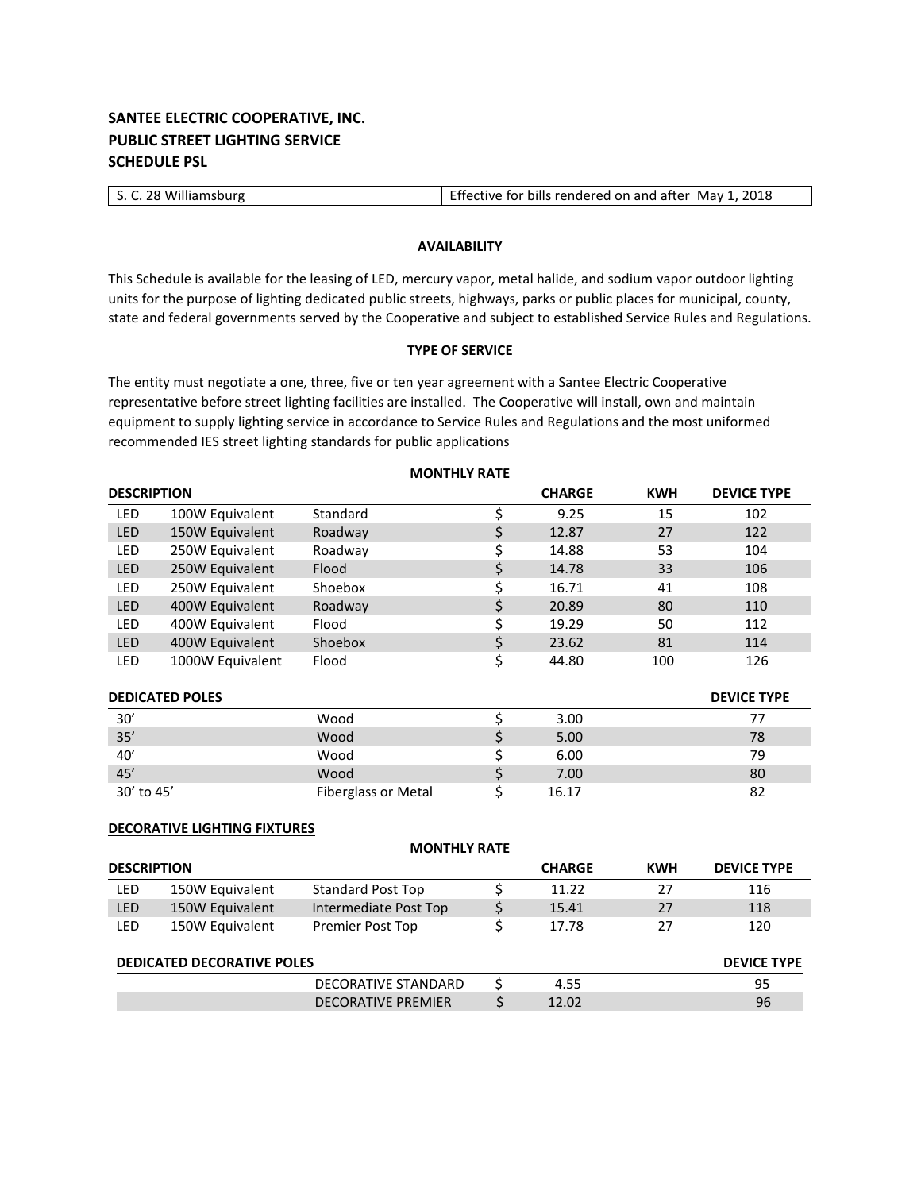**SANTEE ELECTRIC COOPERATIVE, INC.**
**PUBLIC STREET LIGHTING SERVICE**
**SCHEDULE PSL**

| S. C. 28 Williamsburg | Effective for bills rendered on and after May 1, 2018 |
|---|---|

**AVAILABILITY**

This Schedule is available for the leasing of LED, mercury vapor, metal halide, and sodium vapor outdoor lighting units for the purpose of lighting dedicated public streets, highways, parks or public places for municipal, county, state and federal governments served by the Cooperative and subject to established Service Rules and Regulations.

**TYPE OF SERVICE**

The entity must negotiate a one, three, five or ten year agreement with a Santee Electric Cooperative representative before street lighting facilities are installed. The Cooperative will install, own and maintain equipment to supply lighting service in accordance to Service Rules and Regulations and the most uniformed recommended IES street lighting standards for public applications

**MONTHLY RATE**

| DESCRIPTION | | | | CHARGE | KWH | DEVICE TYPE |
|---|---|---|---|---|---|---|
| LED | 100W Equivalent | Standard | $ | 9.25 | 15 | 102 |
| LED | 150W Equivalent | Roadway | $ | 12.87 | 27 | 122 |
| LED | 250W Equivalent | Roadway | $ | 14.88 | 53 | 104 |
| LED | 250W Equivalent | Flood | $ | 14.78 | 33 | 106 |
| LED | 250W Equivalent | Shoebox | $ | 16.71 | 41 | 108 |
| LED | 400W Equivalent | Roadway | $ | 20.89 | 80 | 110 |
| LED | 400W Equivalent | Flood | $ | 19.29 | 50 | 112 |
| LED | 400W Equivalent | Shoebox | $ | 23.62 | 81 | 114 |
| LED | 1000W Equivalent | Flood | $ | 44.80 | 100 | 126 |

| DEDICATED POLES | | | | DEVICE TYPE |
|---|---|---|---|---|
| 30’ | Wood | $ | 3.00 | 77 |
| 35’ | Wood | $ | 5.00 | 78 |
| 40’ | Wood | $ | 6.00 | 79 |
| 45’ | Wood | $ | 7.00 | 80 |
| 30’ to 45’ | Fiberglass or Metal | $ | 16.17 | 82 |

**DECORATIVE LIGHTING FIXTURES**

**MONTHLY RATE**

| DESCRIPTION | | | | CHARGE | KWH | DEVICE TYPE |
|---|---|---|---|---|---|---|
| LED | 150W Equivalent | Standard Post Top | $ | 11.22 | 27 | 116 |
| LED | 150W Equivalent | Intermediate Post Top | $ | 15.41 | 27 | 118 |
| LED | 150W Equivalent | Premier Post Top | $ | 17.78 | 27 | 120 |

| DEDICATED DECORATIVE POLES | | | | DEVICE TYPE |
|---|---|---|---|---|
| | DECORATIVE STANDARD | $ | 4.55 | 95 |
| | DECORATIVE PREMIER | $ | 12.02 | 96 |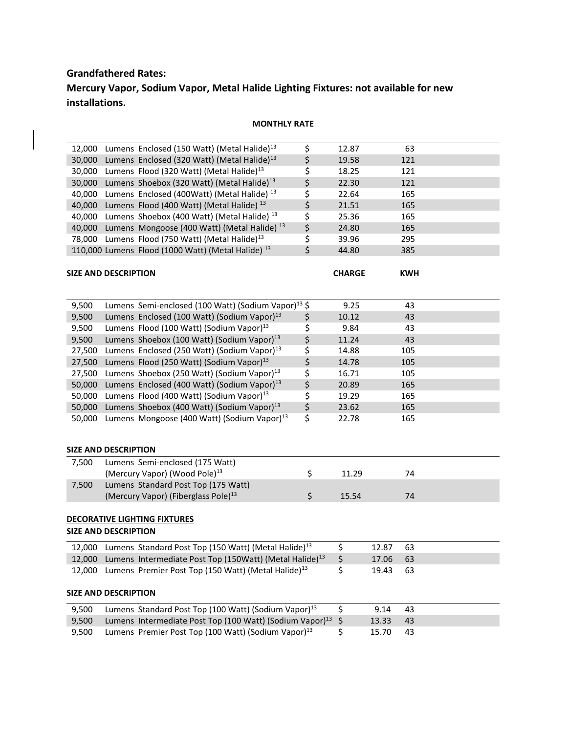**Grandfathered Rates:**

**Mercury Vapor, Sodium Vapor, Metal Halide Lighting Fixtures: not available for new installations.**

**MONTHLY RATE**

| | | | | |
|---|---|---|---|---|
| 12,000 | Lumens Enclosed (150 Watt) (Metal Halide)[13] | $ | 12.87 | 63 |
| 30,000 | Lumens Enclosed (320 Watt) (Metal Halide)[13] | $ | 19.58 | 121 |
| 30,000 | Lumens Flood (320 Watt) (Metal Halide)[13] | $ | 18.25 | 121 |
| 30,000 | Lumens Shoebox (320 Watt) (Metal Halide)[13] | $ | 22.30 | 121 |
| 40,000 | Lumens Enclosed (400Watt) (Metal Halide)[13] | $ | 22.64 | 165 |
| 40,000 | Lumens Flood (400 Watt) (Metal Halide)[13] | $ | 21.51 | 165 |
| 40,000 | Lumens Shoebox (400 Watt) (Metal Halide)[13] | $ | 25.36 | 165 |
| 40,000 | Lumens Mongoose (400 Watt) (Metal Halide)[13] | $ | 24.80 | 165 |
| 78,000 | Lumens Flood (750 Watt) (Metal Halide)[13] | $ | 39.96 | 295 |
| 110,000 | Lumens Flood (1000 Watt) (Metal Halide)[13] | $ | 44.80 | 385 |

| SIZE AND DESCRIPTION | | | CHARGE | KWH |
|---|---|---|---|---|
| 9,500 | Lumens Semi-enclosed (100 Watt) (Sodium Vapor)[13] | $ | 9.25 | 43 |
| 9,500 | Lumens Enclosed (100 Watt) (Sodium Vapor)[13] | $ | 10.12 | 43 |
| 9,500 | Lumens Flood (100 Watt) (Sodium Vapor)[13] | $ | 9.84 | 43 |
| 9,500 | Lumens Shoebox (100 Watt) (Sodium Vapor)[13] | $ | 11.24 | 43 |
| 27,500 | Lumens Enclosed (250 Watt) (Sodium Vapor)[13] | $ | 14.88 | 105 |
| 27,500 | Lumens Flood (250 Watt) (Sodium Vapor)[13] | $ | 14.78 | 105 |
| 27,500 | Lumens Shoebox (250 Watt) (Sodium Vapor)[13] | $ | 16.71 | 105 |
| 50,000 | Lumens Enclosed (400 Watt) (Sodium Vapor)[13] | $ | 20.89 | 165 |
| 50,000 | Lumens Flood (400 Watt) (Sodium Vapor)[13] | $ | 19.29 | 165 |
| 50,000 | Lumens Shoebox (400 Watt) (Sodium Vapor)[13] | $ | 23.62 | 165 |
| 50,000 | Lumens Mongoose (400 Watt) (Sodium Vapor)[13] | $ | 22.78 | 165 |

**SIZE AND DESCRIPTION**

| | | | | |
|---|---|---|---|---|
| 7,500 | Lumens Semi-enclosed (175 Watt) (Mercury Vapor) (Wood Pole)[13] | $ | 11.29 | 74 |
| 7,500 | Lumens Standard Post Top (175 Watt) (Mercury Vapor) (Fiberglass Pole)[13] | $ | 15.54 | 74 |

**DECORATIVE LIGHTING FIXTURES**

**SIZE AND DESCRIPTION**

| | | | | |
|---|---|---|---|---|
| 12,000 | Lumens Standard Post Top (150 Watt) (Metal Halide)[13] | $ | 12.87 | 63 |
| 12,000 | Lumens Intermediate Post Top (150Watt) (Metal Halide)[13] | $ | 17.06 | 63 |
| 12,000 | Lumens Premier Post Top (150 Watt) (Metal Halide)[13] | $ | 19.43 | 63 |

**SIZE AND DESCRIPTION**

| | | | | |
|---|---|---|---|---|
| 9,500 | Lumens Standard Post Top (100 Watt) (Sodium Vapor)[13] | $ | 9.14 | 43 |
| 9,500 | Lumens Intermediate Post Top (100 Watt) (Sodium Vapor)[13] | $ | 13.33 | 43 |
| 9,500 | Lumens Premier Post Top (100 Watt) (Sodium Vapor)[13] | $ | 15.70 | 43 |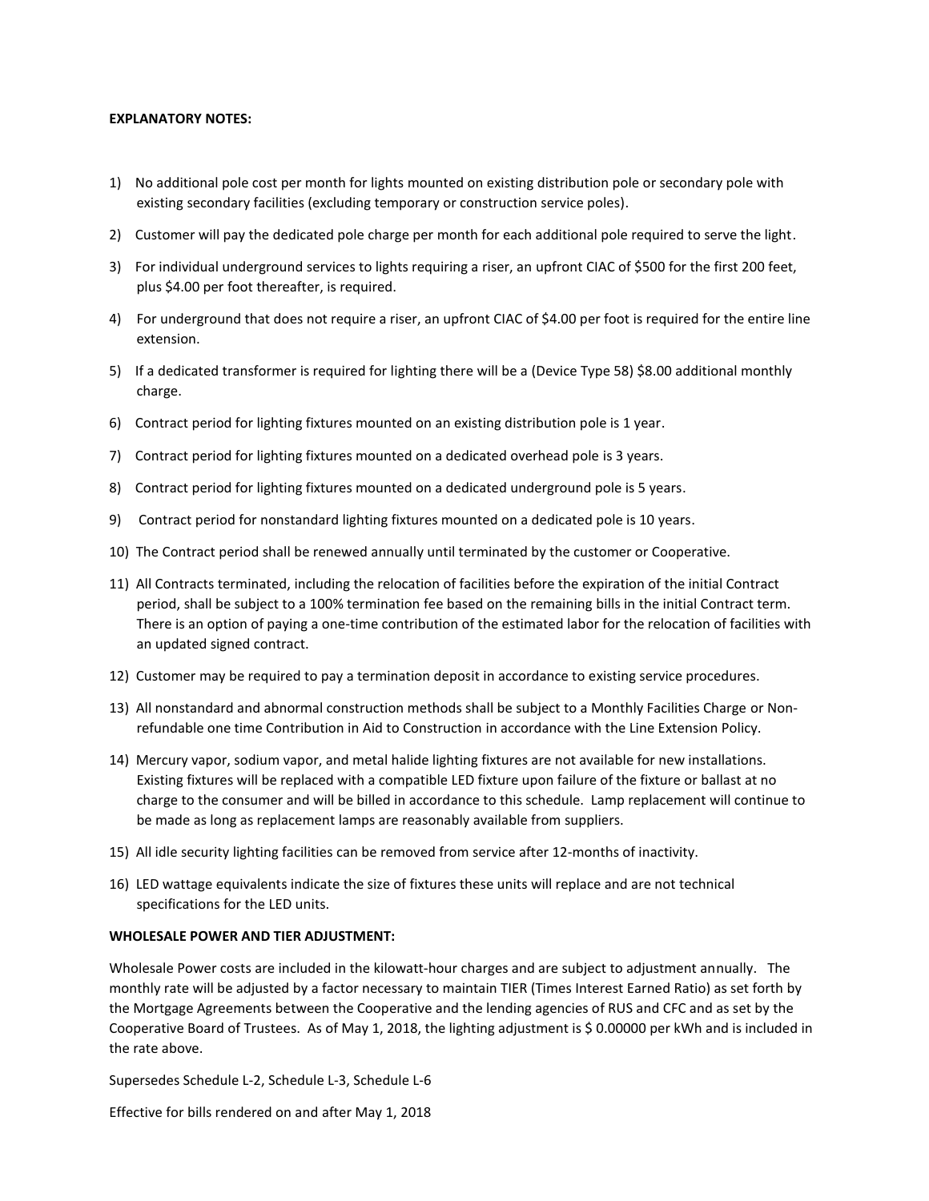**EXPLANATORY NOTES:**

1) No additional pole cost per month for lights mounted on existing distribution pole or secondary pole with existing secondary facilities (excluding temporary or construction service poles).
2) Customer will pay the dedicated pole charge per month for each additional pole required to serve the light.
3) For individual underground services to lights requiring a riser, an upfront CIAC of $500 for the first 200 feet, plus $4.00 per foot thereafter, is required.
4) For underground that does not require a riser, an upfront CIAC of $4.00 per foot is required for the entire line extension.
5) If a dedicated transformer is required for lighting there will be a (Device Type 58) $8.00 additional monthly charge.
6) Contract period for lighting fixtures mounted on an existing distribution pole is 1 year.
7) Contract period for lighting fixtures mounted on a dedicated overhead pole is 3 years.
8) Contract period for lighting fixtures mounted on a dedicated underground pole is 5 years.
9) Contract period for nonstandard lighting fixtures mounted on a dedicated pole is 10 years.
10) The Contract period shall be renewed annually until terminated by the customer or Cooperative.
11) All Contracts terminated, including the relocation of facilities before the expiration of the initial Contract period, shall be subject to a 100% termination fee based on the remaining bills in the initial Contract term. There is an option of paying a one-time contribution of the estimated labor for the relocation of facilities with an updated signed contract.
12) Customer may be required to pay a termination deposit in accordance to existing service procedures.
13) All nonstandard and abnormal construction methods shall be subject to a Monthly Facilities Charge or Non-refundable one time Contribution in Aid to Construction in accordance with the Line Extension Policy.
14) Mercury vapor, sodium vapor, and metal halide lighting fixtures are not available for new installations. Existing fixtures will be replaced with a compatible LED fixture upon failure of the fixture or ballast at no charge to the consumer and will be billed in accordance to this schedule. Lamp replacement will continue to be made as long as replacement lamps are reasonably available from suppliers.
15) All idle security lighting facilities can be removed from service after 12-months of inactivity.
16) LED wattage equivalents indicate the size of fixtures these units will replace and are not technical specifications for the LED units.

**WHOLESALE POWER AND TIER ADJUSTMENT:**

Wholesale Power costs are included in the kilowatt-hour charges and are subject to adjustment annually. The monthly rate will be adjusted by a factor necessary to maintain TIER (Times Interest Earned Ratio) as set forth by the Mortgage Agreements between the Cooperative and the lending agencies of RUS and CFC and as set by the Cooperative Board of Trustees. As of May 1, 2018, the lighting adjustment is $ 0.00000 per kWh and is included in the rate above.

Supersedes Schedule L-2, Schedule L-3, Schedule L-6

Effective for bills rendered on and after May 1, 2018